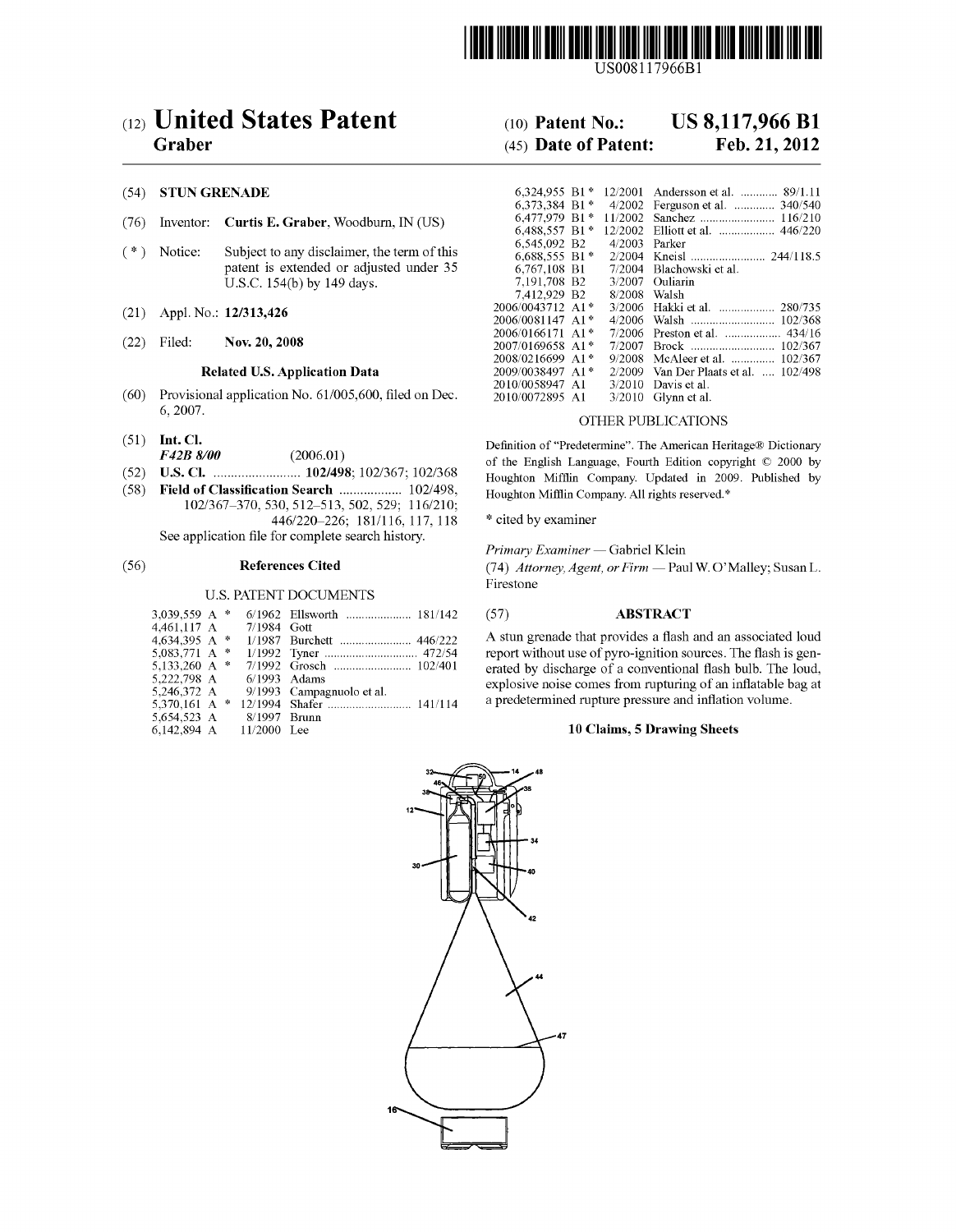US008117966B1

# (12) United States Patent
**Graber**

**(10) Patent No.: US 8,117,966 B1**

**(45) Date of Patent: Feb. 21, 2012**

## (54) STUN GRENADE

(76) Inventor: **Curtis E. Graber**, Woodburn, IN (US)

(*) Notice: Subject to any disclaimer, the term of this patent is extended or adjusted under 35 U.S.C. 154(b) by 149 days.

(21) Appl. No.: **12/313,426**

(22) Filed: **Nov. 20, 2008**

### Related U.S. Application Data

(60) Provisional application No. 61/005,600, filed on Dec. 6, 2007.

(51) **Int. Cl.**
*F42B 8/00* (2006.01)

(52) **U.S. Cl.** ......................... **102/498**; 102/367; 102/368

(58) **Field of Classification Search** .................. 102/498, 102/367–370, 530, 512–513, 502, 529; 116/210; 446/220–226; 181/116, 117, 118
See application file for complete search history.

### (56) References Cited

U.S. PATENT DOCUMENTS

| | | | | |
|---|---|---|---|---|
| 3,039,559 | A * | 6/1962 | Ellsworth | 181/142 |
| 4,461,117 | A | 7/1984 | Gott | |
| 4,634,395 | A * | 1/1987 | Burchett | 446/222 |
| 5,083,771 | A * | 1/1992 | Tyner | 472/54 |
| 5,133,260 | A * | 7/1992 | Grosch | 102/401 |
| 5,222,798 | A | 6/1993 | Adams | |
| 5,246,372 | A | 9/1993 | Campagnuolo et al. | |
| 5,370,161 | A * | 12/1994 | Shafer | 141/114 |
| 5,654,523 | A | 8/1997 | Brunn | |
| 6,142,894 | A | 11/2000 | Lee | |
| 6,324,955 | B1 * | 12/2001 | Andersson et al. | 89/1.11 |
| 6,373,384 | B1 * | 4/2002 | Ferguson et al. | 340/540 |
| 6,477,979 | B1 * | 11/2002 | Sanchez | 116/210 |
| 6,488,557 | B1 * | 12/2002 | Elliott et al. | 446/220 |
| 6,545,092 | B2 | 4/2003 | Parker | |
| 6,688,555 | B1 * | 2/2004 | Kneisl | 244/118.5 |
| 6,767,108 | B1 | 7/2004 | Blachowski et al. | |
| 7,191,708 | B2 | 3/2007 | Ouliarin | |
| 7,412,929 | B2 | 8/2008 | Walsh | |
| 2006/0043712 | A1 * | 3/2006 | Hakki et al. | 280/735 |
| 2006/0081147 | A1 * | 4/2006 | Walsh | 102/368 |
| 2006/0166171 | A1 * | 7/2006 | Preston et al. | 434/16 |
| 2007/0169658 | A1 * | 7/2007 | Brock | 102/367 |
| 2008/0216699 | A1 * | 9/2008 | McAleer et al. | 102/367 |
| 2009/0038497 | A1 * | 2/2009 | Van Der Plaats et al. | 102/498 |
| 2010/0058947 | A1 | 3/2010 | Davis et al. | |
| 2010/0072895 | A1 | 3/2010 | Glynn et al. | |

OTHER PUBLICATIONS

Definition of "Predetermine". The American Heritage® Dictionary of the English Language, Fourth Edition copyright © 2000 by Houghton Mifflin Company. Updated in 2009. Published by Houghton Mifflin Company. All rights reserved.*

\* cited by examiner

*Primary Examiner* — Gabriel Klein

(74) *Attorney, Agent, or Firm* — Paul W. O'Malley; Susan L. Firestone

### (57) ABSTRACT

A stun grenade that provides a flash and an associated loud report without use of pyro-ignition sources. The flash is generated by discharge of a conventional flash bulb. The loud, explosive noise comes from rupturing of an inflatable bag at a predetermined rupture pressure and inflation volume.

**10 Claims, 5 Drawing Sheets**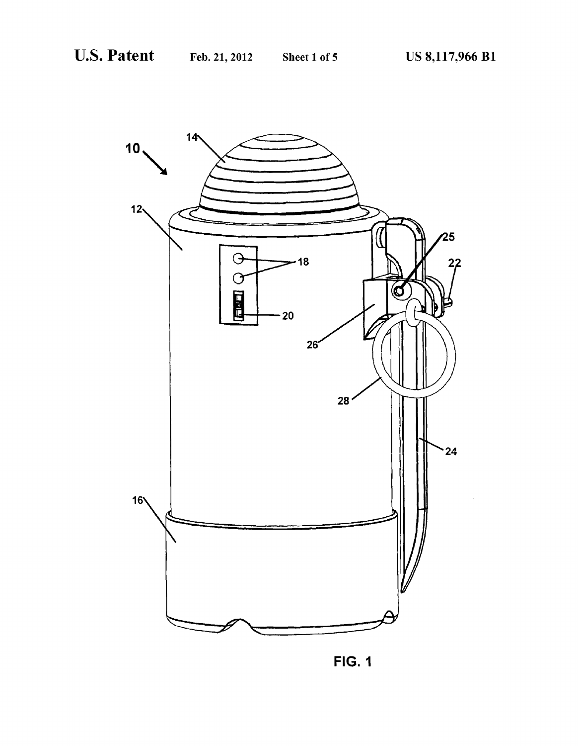FIG. 1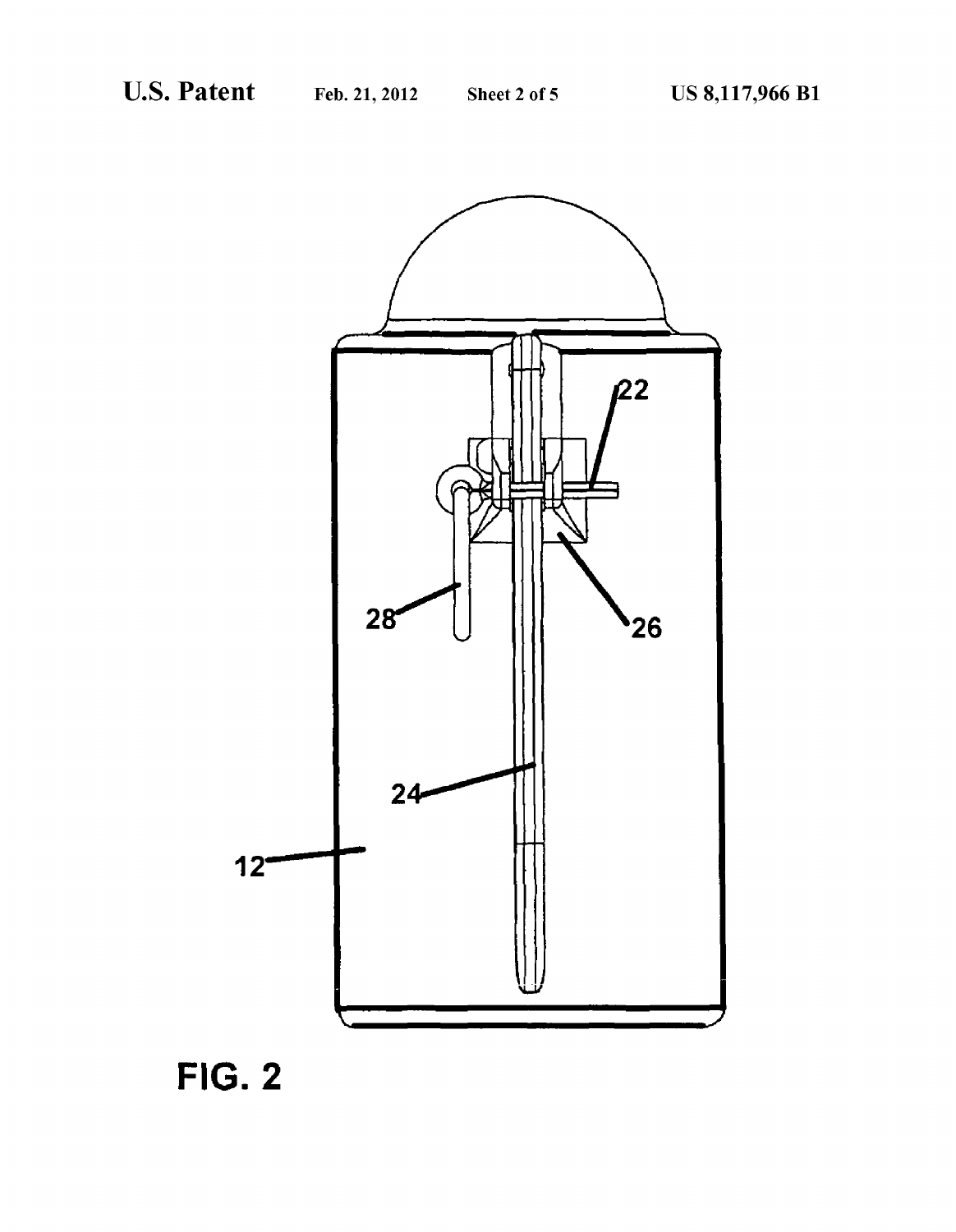FIG. 2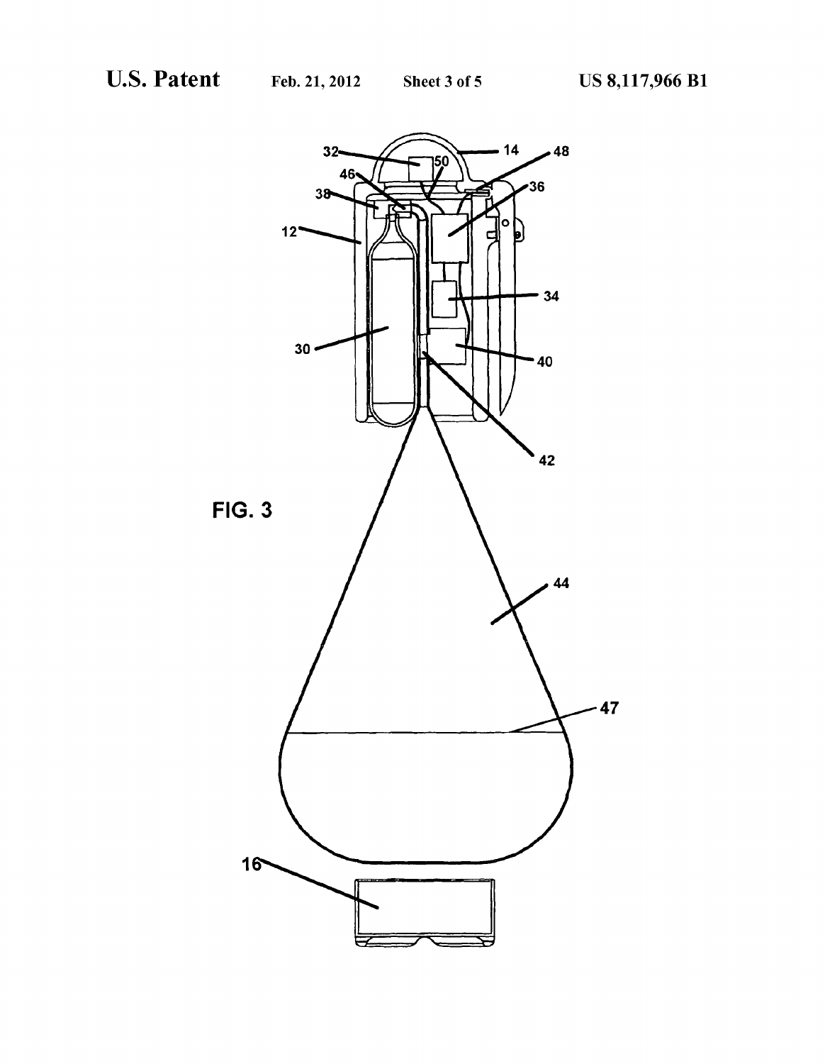FIG. 3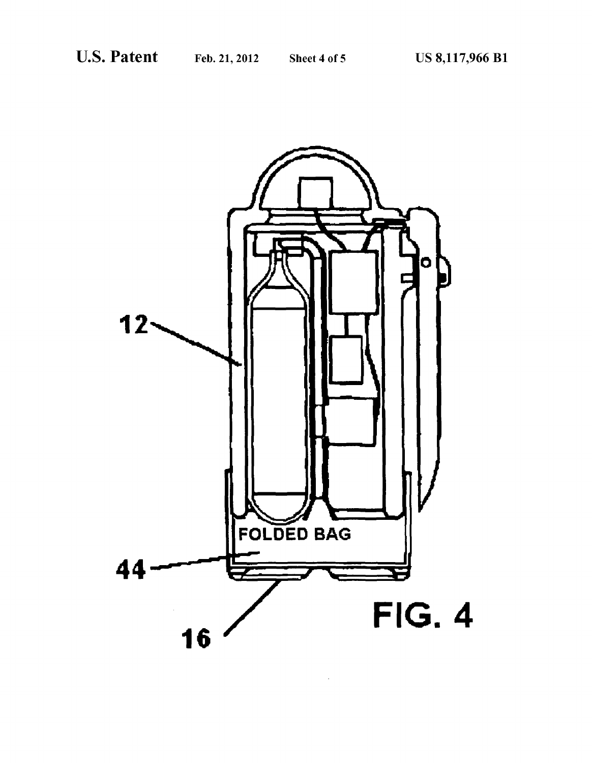FIG. 4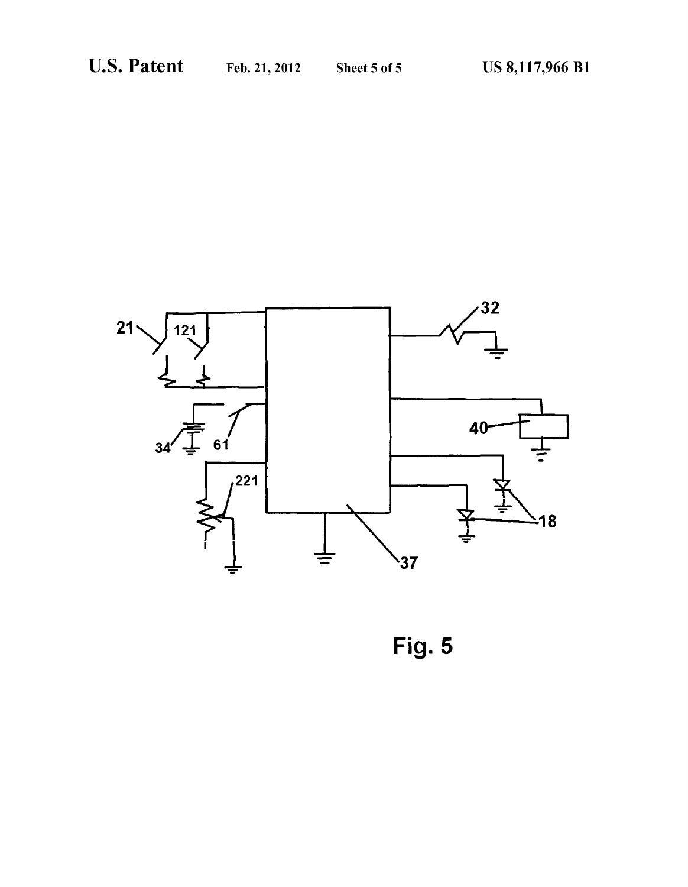Fig. 5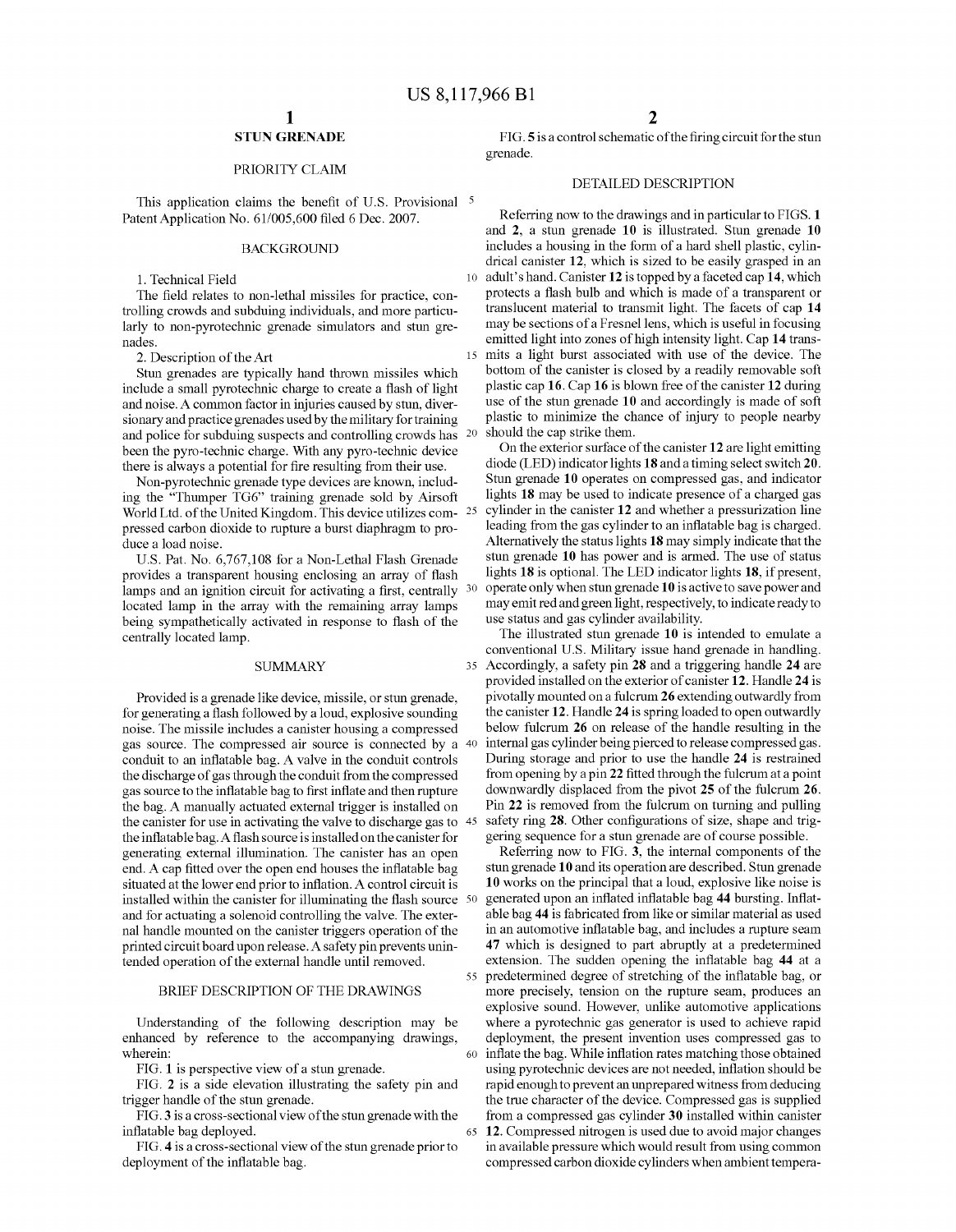# STUN GRENADE

## PRIORITY CLAIM

This application claims the benefit of U.S. Provisional Patent Application No. 61/005,600 filed 6 Dec. 2007.

## BACKGROUND

1. Technical Field

The field relates to non-lethal missiles for practice, controlling crowds and subduing individuals, and more particularly to non-pyrotechnic grenade simulators and stun grenades.

2. Description of the Art

Stun grenades are typically hand thrown missiles which include a small pyrotechnic charge to create a flash of light and noise. A common factor in injuries caused by stun, diversionary and practice grenades used by the military for training and police for subduing suspects and controlling crowds has been the pyro-technic charge. With any pyro-technic device there is always a potential for fire resulting from their use.

Non-pyrotechnic grenade type devices are known, including the "Thumper TG6" training grenade sold by Airsoft World Ltd. of the United Kingdom. This device utilizes compressed carbon dioxide to rupture a burst diaphragm to produce a load noise.

U.S. Pat. No. 6,767,108 for a Non-Lethal Flash Grenade provides a transparent housing enclosing an array of flash lamps and an ignition circuit for activating a first, centrally located lamp in the array with the remaining array lamps being sympathetically activated in response to flash of the centrally located lamp.

## SUMMARY

Provided is a grenade like device, missile, or stun grenade, for generating a flash followed by a loud, explosive sounding noise. The missile includes a canister housing a compressed gas source. The compressed air source is connected by a conduit to an inflatable bag. A valve in the conduit controls the discharge of gas through the conduit from the compressed gas source to the inflatable bag to first inflate and then rupture the bag. A manually actuated external trigger is installed on the canister for use in activating the valve to discharge gas to the inflatable bag. A flash source is installed on the canister for generating external illumination. The canister has an open end. A cap fitted over the open end houses the inflatable bag situated at the lower end prior to inflation. A control circuit is installed within the canister for illuminating the flash source and for actuating a solenoid controlling the valve. The external handle mounted on the canister triggers operation of the printed circuit board upon release. A safety pin prevents unintended operation of the external handle until removed.

## BRIEF DESCRIPTION OF THE DRAWINGS

Understanding of the following description may be enhanced by reference to the accompanying drawings, wherein:

FIG. 1 is perspective view of a stun grenade.

FIG. 2 is a side elevation illustrating the safety pin and trigger handle of the stun grenade.

FIG. 3 is a cross-sectional view of the stun grenade with the inflatable bag deployed.

FIG. 4 is a cross-sectional view of the stun grenade prior to deployment of the inflatable bag.

FIG. 5 is a control schematic of the firing circuit for the stun grenade.

## DETAILED DESCRIPTION

Referring now to the drawings and in particular to FIGS. **1** and **2**, a stun grenade **10** is illustrated. Stun grenade **10** includes a housing in the form of a hard shell plastic, cylindrical canister **12**, which is sized to be easily grasped in an adult's hand. Canister **12** is topped by a faceted cap **14**, which protects a flash bulb and which is made of a transparent or translucent material to transmit light. The facets of cap **14** may be sections of a Fresnel lens, which is useful in focusing emitted light into zones of high intensity light. Cap **14** transmits a light burst associated with use of the device. The bottom of the canister is closed by a readily removable soft plastic cap **16**. Cap **16** is blown free of the canister **12** during use of the stun grenade **10** and accordingly is made of soft plastic to minimize the chance of injury to people nearby should the cap strike them.

On the exterior surface of the canister **12** are light emitting diode (LED) indicator lights **18** and a timing select switch **20**. Stun grenade **10** operates on compressed gas, and indicator lights **18** may be used to indicate presence of a charged gas cylinder in the canister **12** and whether a pressurization line leading from the gas cylinder to an inflatable bag is charged. Alternatively the status lights **18** may simply indicate that the stun grenade **10** has power and is armed. The use of status lights **18** is optional. The LED indicator lights **18**, if present, operate only when stun grenade **10** is active to save power and may emit red and green light, respectively, to indicate ready to use status and gas cylinder availability.

The illustrated stun grenade **10** is intended to emulate a conventional U.S. Military issue hand grenade in handling. Accordingly, a safety pin **28** and a triggering handle **24** are provided installed on the exterior of canister **12**. Handle **24** is pivotally mounted on a fulcrum **26** extending outwardly from the canister **12**. Handle **24** is spring loaded to open outwardly below fulcrum **26** on release of the handle resulting in the internal gas cylinder being pierced to release compressed gas. During storage and prior to use the handle **24** is restrained from opening by a pin **22** fitted through the fulcrum at a point downwardly displaced from the pivot **25** of the fulcrum **26**. Pin **22** is removed from the fulcrum on turning and pulling safety ring **28**. Other configurations of size, shape and triggering sequence for a stun grenade are of course possible.

Referring now to FIG. **3**, the internal components of the stun grenade **10** and its operation are described. Stun grenade **10** works on the principal that a loud, explosive like noise is generated upon an inflated inflatable bag **44** bursting. Inflatable bag **44** is fabricated from like or similar material as used in an automotive inflatable bag, and includes a rupture seam **47** which is designed to part abruptly at a predetermined extension. The sudden opening the inflatable bag **44** at a predetermined degree of stretching of the inflatable bag, or more precisely, tension on the rupture seam, produces an explosive sound. However, unlike automotive applications where a pyrotechnic gas generator is used to achieve rapid deployment, the present invention uses compressed gas to inflate the bag. While inflation rates matching those obtained using pyrotechnic devices are not needed, inflation should be rapid enough to prevent an unprepared witness from deducing the true character of the device. Compressed gas is supplied from a compressed gas cylinder **30** installed within canister **12**. Compressed nitrogen is used due to avoid major changes in available pressure which would result from using common compressed carbon dioxide cylinders when ambient tempera-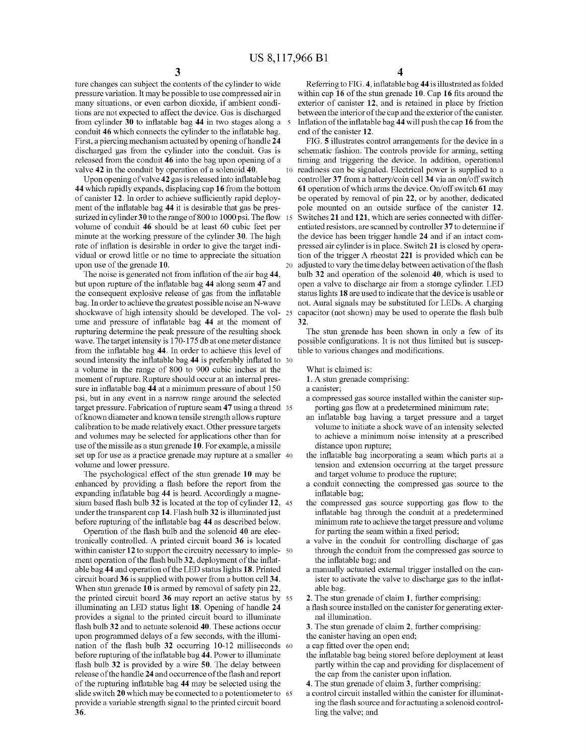ture changes can subject the contents of the cylinder to wide pressure variation. It may be possible to use compressed air in many situations, or even carbon dioxide, if ambient conditions are not expected to affect the device. Gas is discharged from cylinder **30** to inflatable bag **44** in two stages along a conduit **46** which connects the cylinder to the inflatable bag. First, a piercing mechanism actuated by opening of handle **24** discharged gas from the cylinder into the conduit. Gas is released from the conduit **46** into the bag upon opening of a valve **42** in the conduit by operation of a solenoid **40**.

Upon opening of valve **42** gas is released into inflatable bag **44** which rapidly expands, displacing cap **16** from the bottom of canister **12**. In order to achieve sufficiently rapid deployment of the inflatable bag **44** it is desirable that gas be pressurized in cylinder **30** to the range of 800 to 1000 psi. The flow volume of conduit **46** should be at least 60 cubic feet per minute at the working pressure of the cylinder **30**. The high rate of inflation is desirable in order to give the target individual or crowd little or no time to appreciate the situation upon use of the grenade **10**.

The noise is generated not from inflation of the air bag **44**, but upon rupture of the inflatable bag **44** along seam **47** and the consequent explosive release of gas from the inflatable bag. In order to achieve the greatest possible noise an N-wave shockwave of high intensity should be developed. The volume and pressure of inflatable bag **44** at the moment of rupturing determine the peak pressure of the resulting shock wave. The target intensity is 170-175 db at one meter distance from the inflatable bag **44**. In order to achieve this level of sound intensity the inflatable bag **44** is preferably inflated to a volume in the range of 800 to 900 cubic inches at the moment of rupture. Rupture should occur at an internal pressure in inflatable bag **44** at a minimum pressure of about 150 psi, but in any event in a narrow range around the selected target pressure. Fabrication of rupture seam **47** using a thread of known diameter and known tensile strength allows rupture calibration to be made relatively exact. Other pressure targets and volumes may be selected for applications other than for use of the missile as a stun grenade **10**. For example, a missile set up for use as a practice grenade may rupture at a smaller volume and lower pressure.

The psychological effect of the stun grenade **10** may be enhanced by providing a flash before the report from the expanding inflatable bag **44** is heard. Accordingly a magnesium based flash bulb **32** is located at the top of cylinder **12**, under the transparent cap **14**. Flash bulb **32** is illuminated just before rupturing of the inflatable bag **44** as described below.

Operation of the flash bulb and the solenoid **40** are electronically controlled. A printed circuit board **36** is located within canister **12** to support the circuitry necessary to implement operation of the flash bulb **32**, deployment of the inflatable bag **44** and operation of the LED status lights **18**. Printed circuit board **36** is supplied with power from a button cell **34**. When stun grenade **10** is armed by removal of safety pin **22**, the printed circuit board **36** may report an active status by illuminating an LED status light **18**. Opening of handle **24** provides a signal to the printed circuit board to illuminate flash bulb **32** and to actuate solenoid **40**. These actions occur upon programmed delays of a few seconds, with the illumination of the flash bulb **32** occurring 10-12 milliseconds before rupturing of the inflatable bag **44**. Power to illuminate flash bulb **32** is provided by a wire **50**. The delay between release of the handle **24** and occurrence of the flash and report of the rupturing inflatable bag **44** may be selected using the slide switch **20** which may be connected to a potentiometer to provide a variable strength signal to the printed circuit board **36**.

Referring to FIG. **4**, inflatable bag **44** is illustrated as folded within cap **16** of the stun grenade **10**. Cap **16** fits around the exterior of canister **12**, and is retained in place by friction between the interior of the cap and the exterior of the canister. Inflation of the inflatable bag **44** will push the cap **16** from the end of the canister **12**.

FIG. **5** illustrates control arrangements for the device in a schematic fashion. The controls provide for arming, setting timing and triggering the device. In addition, operational readiness can be signaled. Electrical power is supplied to a controller **37** from a battery/coin cell **34** via an on/off switch **61** operation of which arms the device. On/off switch **61** may be operated by removal of pin **22**, or by another, dedicated pole mounted on an outside surface of the canister **12**. Switches **21** and **121**, which are series connected with differentiated resistors, are scanned by controller **37** to determine if the device has been trigger handle **24** and if an intact compressed air cylinder is in place. Switch **21** is closed by operation of the trigger A rheostat **221** is provided which can be adjusted to vary the time delay between activation of the flash bulb **32** and operation of the solenoid **40**, which is used to open a valve to discharge air from a storage cylinder. LED status lights **18** are used to indicate that the device is usable or not. Aural signals may be substituted for LEDs. A charging capacitor (not shown) may be used to operate the flash bulb **32**.

The stun grenade has been shown in only a few of its possible configurations. It is not thus limited but is susceptible to various changes and modifications.

What is claimed is:

**1**. A stun grenade comprising:

a canister;

a compressed gas source installed within the canister supporting gas flow at a predetermined minimum rate;

an inflatable bag having a target pressure and a target volume to initiate a shock wave of an intensity selected to achieve a minimum noise intensity at a prescribed distance upon rupture;

the inflatable bag incorporating a seam which parts at a tension and extension occurring at the target pressure and target volume to produce the rupture;

a conduit connecting the compressed gas source to the inflatable bag;

the compressed gas source supporting gas flow to the inflatable bag through the conduit at a predetermined minimum rate to achieve the target pressure and volume for parting the seam within a fixed period;

a valve in the conduit for controlling discharge of gas through the conduit from the compressed gas source to the inflatable bag; and

a manually actuated external trigger installed on the canister to activate the valve to discharge gas to the inflatable bag.

**2**. The stun grenade of claim **1**, further comprising:

a flash source installed on the canister for generating external illumination.

**3**. The stun grenade of claim **2**, further comprising:

the canister having an open end;

a cap fitted over the open end;

the inflatable bag being stored before deployment at least partly within the cap and providing for displacement of the cap from the canister upon inflation.

**4**. The stun grenade of claim **3**, further comprising:

a control circuit installed within the canister for illuminating the flash source and for actuating a solenoid controlling the valve; and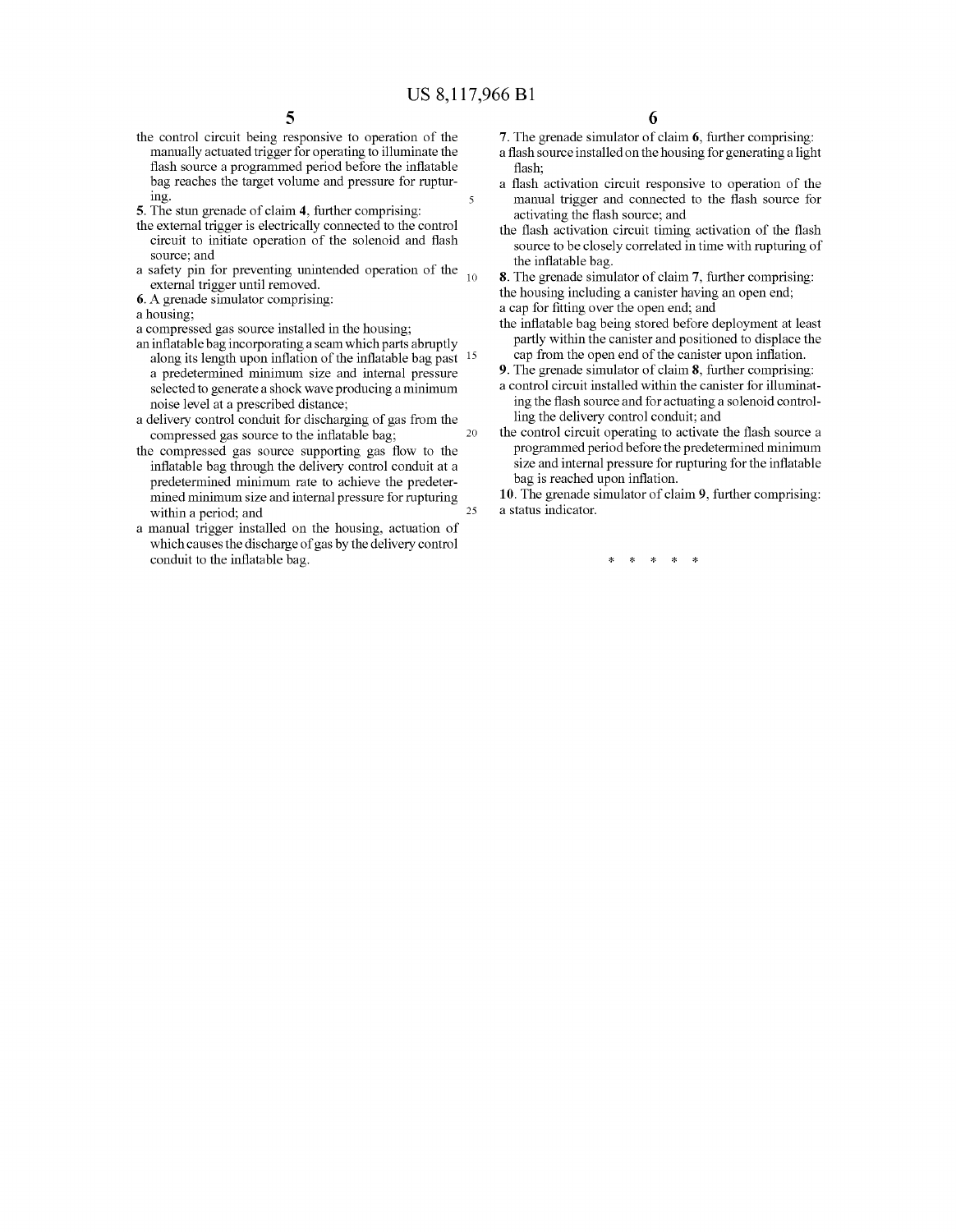the control circuit being responsive to operation of the manually actuated trigger for operating to illuminate the flash source a programmed period before the inflatable bag reaches the target volume and pressure for rupturing.

**5**. The stun grenade of claim **4**, further comprising:

the external trigger is electrically connected to the control circuit to initiate operation of the solenoid and flash source; and

a safety pin for preventing unintended operation of the external trigger until removed.

**6**. A grenade simulator comprising:

a housing;

a compressed gas source installed in the housing;

an inflatable bag incorporating a seam which parts abruptly along its length upon inflation of the inflatable bag past a predetermined minimum size and internal pressure selected to generate a shock wave producing a minimum noise level at a prescribed distance;

a delivery control conduit for discharging of gas from the compressed gas source to the inflatable bag;

the compressed gas source supporting gas flow to the inflatable bag through the delivery control conduit at a predetermined minimum rate to achieve the predetermined minimum size and internal pressure for rupturing within a period; and

a manual trigger installed on the housing, actuation of which causes the discharge of gas by the delivery control conduit to the inflatable bag.

**7**. The grenade simulator of claim **6**, further comprising:

a flash source installed on the housing for generating a light flash;

a flash activation circuit responsive to operation of the manual trigger and connected to the flash source for activating the flash source; and

the flash activation circuit timing activation of the flash source to be closely correlated in time with rupturing of the inflatable bag.

**8**. The grenade simulator of claim **7**, further comprising:

the housing including a canister having an open end;

a cap for fitting over the open end; and

the inflatable bag being stored before deployment at least partly within the canister and positioned to displace the cap from the open end of the canister upon inflation.

**9**. The grenade simulator of claim **8**, further comprising:

a control circuit installed within the canister for illuminating the flash source and for actuating a solenoid controlling the delivery control conduit; and

the control circuit operating to activate the flash source a programmed period before the predetermined minimum size and internal pressure for rupturing for the inflatable bag is reached upon inflation.

**10**. The grenade simulator of claim **9**, further comprising:

a status indicator.

* * * * *